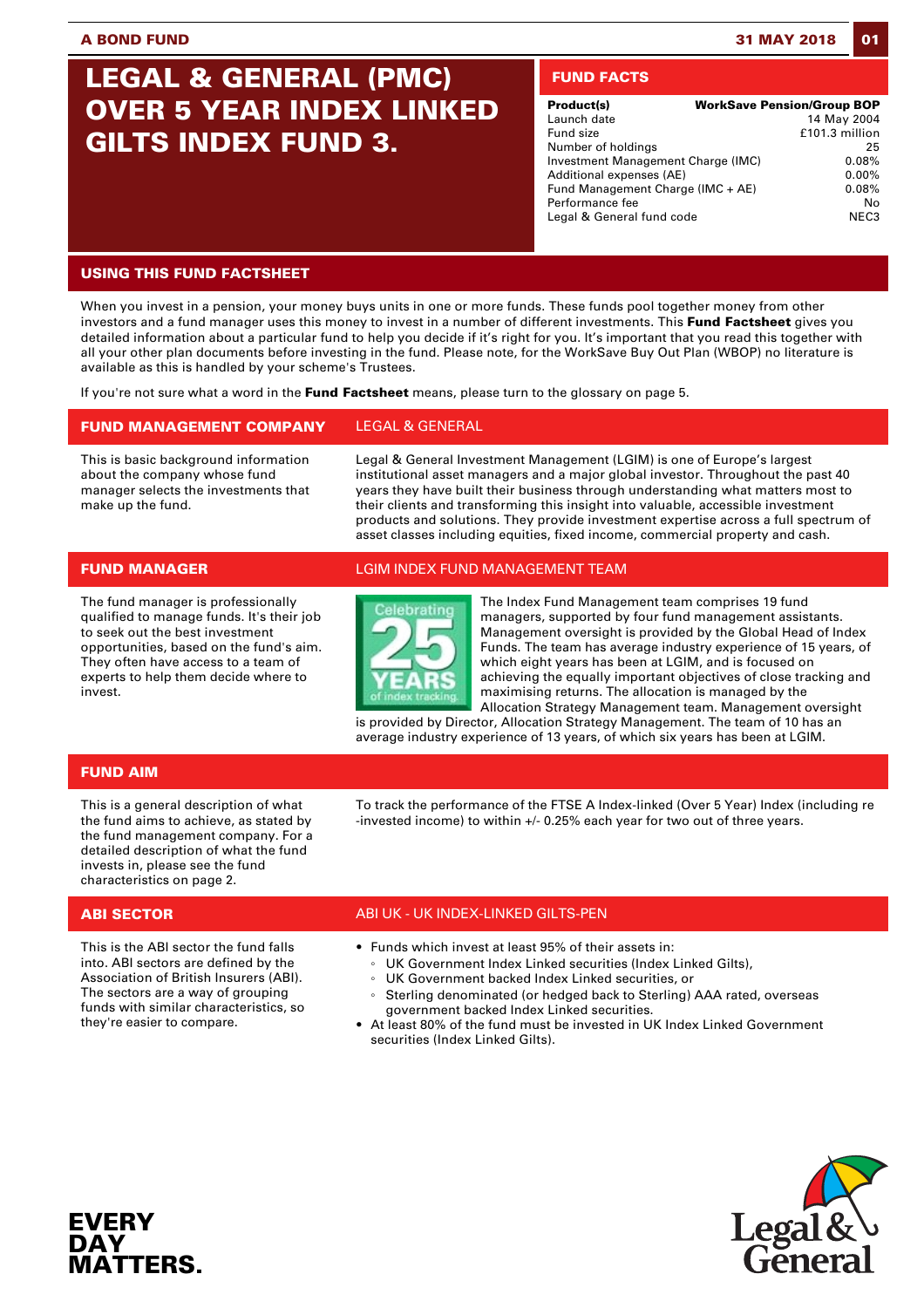A BOND FUND

31 MAY 2018

# LEGAL & GENERAL (PMC) OVER 5 YEAR INDEX LINKED GILTS INDEX FUND 3.

## FUND FACTS

| Product(s) | WorkSave Pension/Group BOP |
|---|---|
| Launch date | 14 May 2004 |
| Fund size | £101.3 million |
| Number of holdings | 25 |
| Investment Management Charge (IMC) | 0.08% |
| Additional expenses (AE) | 0.00% |
| Fund Management Charge (IMC + AE) | 0.08% |
| Performance fee | No |
| Legal & General fund code | NEC3 |

## USING THIS FUND FACTSHEET

When you invest in a pension, your money buys units in one or more funds. These funds pool together money from other investors and a fund manager uses this money to invest in a number of different investments. This **Fund Factsheet** gives you detailed information about a particular fund to help you decide if it's right for you. It's important that you read this together with all your other plan documents before investing in the fund. Please note, for the WorkSave Buy Out Plan (WBOP) no literature is available as this is handled by your scheme's Trustees.

If you're not sure what a word in the **Fund Factsheet** means, please turn to the glossary on page 5.

## FUND MANAGEMENT COMPANY — LEGAL & GENERAL

This is basic background information about the company whose fund manager selects the investments that make up the fund.

Legal & General Investment Management (LGIM) is one of Europe's largest institutional asset managers and a major global investor. Throughout the past 40 years they have built their business through understanding what matters most to their clients and transforming this insight into valuable, accessible investment products and solutions. They provide investment expertise across a full spectrum of asset classes including equities, fixed income, commercial property and cash.

## FUND MANAGER — LGIM INDEX FUND MANAGEMENT TEAM

The fund manager is professionally qualified to manage funds. It's their job to seek out the best investment opportunities, based on the fund's aim. They often have access to a team of experts to help them decide where to invest.

Celebrating 25 YEARS of index tracking

The Index Fund Management team comprises 19 fund managers, supported by four fund management assistants. Management oversight is provided by the Global Head of Index Funds. The team has average industry experience of 15 years, of which eight years has been at LGIM, and is focused on achieving the equally important objectives of close tracking and maximising returns. The allocation is managed by the Allocation Strategy Management team. Management oversight is provided by Director, Allocation Strategy Management. The team of 10 has an average industry experience of 13 years, of which six years has been at LGIM.

## FUND AIM

This is a general description of what the fund aims to achieve, as stated by the fund management company. For a detailed description of what the fund invests in, please see the fund characteristics on page 2.

To track the performance of the FTSE A Index-linked (Over 5 Year) Index (including re-invested income) to within +/- 0.25% each year for two out of three years.

## ABI SECTOR — ABI UK - UK INDEX-LINKED GILTS-PEN

This is the ABI sector the fund falls into. ABI sectors are defined by the Association of British Insurers (ABI). The sectors are a way of grouping funds with similar characteristics, so they're easier to compare.

- Funds which invest at least 95% of their assets in:
  - UK Government Index Linked securities (Index Linked Gilts),
  - UK Government backed Index Linked securities, or
  - Sterling denominated (or hedged back to Sterling) AAA rated, overseas government backed Index Linked securities.
- At least 80% of the fund must be invested in UK Index Linked Government securities (Index Linked Gilts).

EVERY DAY MATTERS.

Legal & General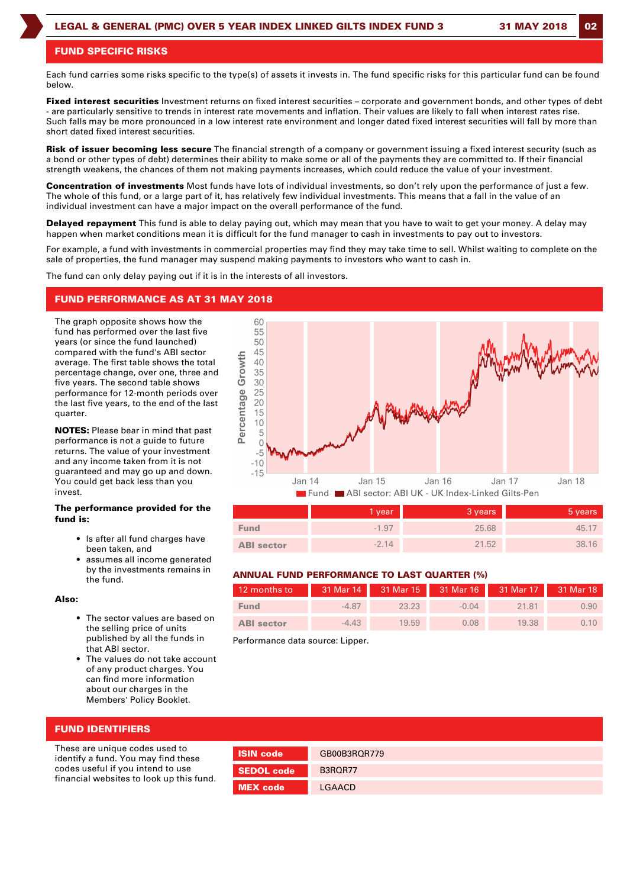## FUND SPECIFIC RISKS

Each fund carries some risks specific to the type(s) of assets it invests in. The fund specific risks for this particular fund can be found below.

**Fixed interest securities** Investment returns on fixed interest securities – corporate and government bonds, and other types of debt - are particularly sensitive to trends in interest rate movements and inflation. Their values are likely to fall when interest rates rise. Such falls may be more pronounced in a low interest rate environment and longer dated fixed interest securities will fall by more than short dated fixed interest securities.

**Risk of issuer becoming less secure** The financial strength of a company or government issuing a fixed interest security (such as a bond or other types of debt) determines their ability to make some or all of the payments they are committed to. If their financial strength weakens, the chances of them not making payments increases, which could reduce the value of your investment.

**Concentration of investments** Most funds have lots of individual investments, so don't rely upon the performance of just a few. The whole of this fund, or a large part of it, has relatively few individual investments. This means that a fall in the value of an individual investment can have a major impact on the overall performance of the fund.

**Delayed repayment** This fund is able to delay paying out, which may mean that you have to wait to get your money. A delay may happen when market conditions mean it is difficult for the fund manager to cash in investments to pay out to investors.

For example, a fund with investments in commercial properties may find they may take time to sell. Whilst waiting to complete on the sale of properties, the fund manager may suspend making payments to investors who want to cash in.

The fund can only delay paying out if it is in the interests of all investors.

## FUND PERFORMANCE AS AT 31 MAY 2018

The graph opposite shows how the fund has performed over the last five years (or since the fund launched) compared with the fund's ABI sector average. The first table shows the total percentage change, over one, three and five years. The second table shows performance for 12-month periods over the last five years, to the end of the last quarter.

**NOTES:** Please bear in mind that past performance is not a guide to future returns. The value of your investment and any income taken from it is not guaranteed and may go up and down. You could get back less than you invest.

**The performance provided for the fund is:**

- Is after all fund charges have been taken, and
- assumes all income generated by the investments remains in the fund.

**Also:**

- The sector values are based on the selling price of units published by all the funds in that ABI sector.
- The values do not take account of any product charges. You can find more information about our charges in the Members' Policy Booklet.

Fund / ABI sector: ABI UK - UK Index-Linked Gilts-Pen

| | 1 year | 3 years | 5 years |
|---|---|---|---|
| **Fund** | -1.97 | 25.68 | 45.17 |
| **ABI sector** | -2.14 | 21.52 | 38.16 |

### ANNUAL FUND PERFORMANCE TO LAST QUARTER (%)

| 12 months to | 31 Mar 14 | 31 Mar 15 | 31 Mar 16 | 31 Mar 17 | 31 Mar 18 |
|---|---|---|---|---|---|
| **Fund** | -4.87 | 23.23 | -0.04 | 21.81 | 0.90 |
| **ABI sector** | -4.43 | 19.59 | 0.08 | 19.38 | 0.10 |

Performance data source: Lipper.

## FUND IDENTIFIERS

These are unique codes used to identify a fund. You may find these codes useful if you intend to use financial websites to look up this fund.

| | |
|---|---|
| **ISIN code** | GB00B3RQR779 |
| **SEDOL code** | B3RQR77 |
| **MEX code** | LGAACD |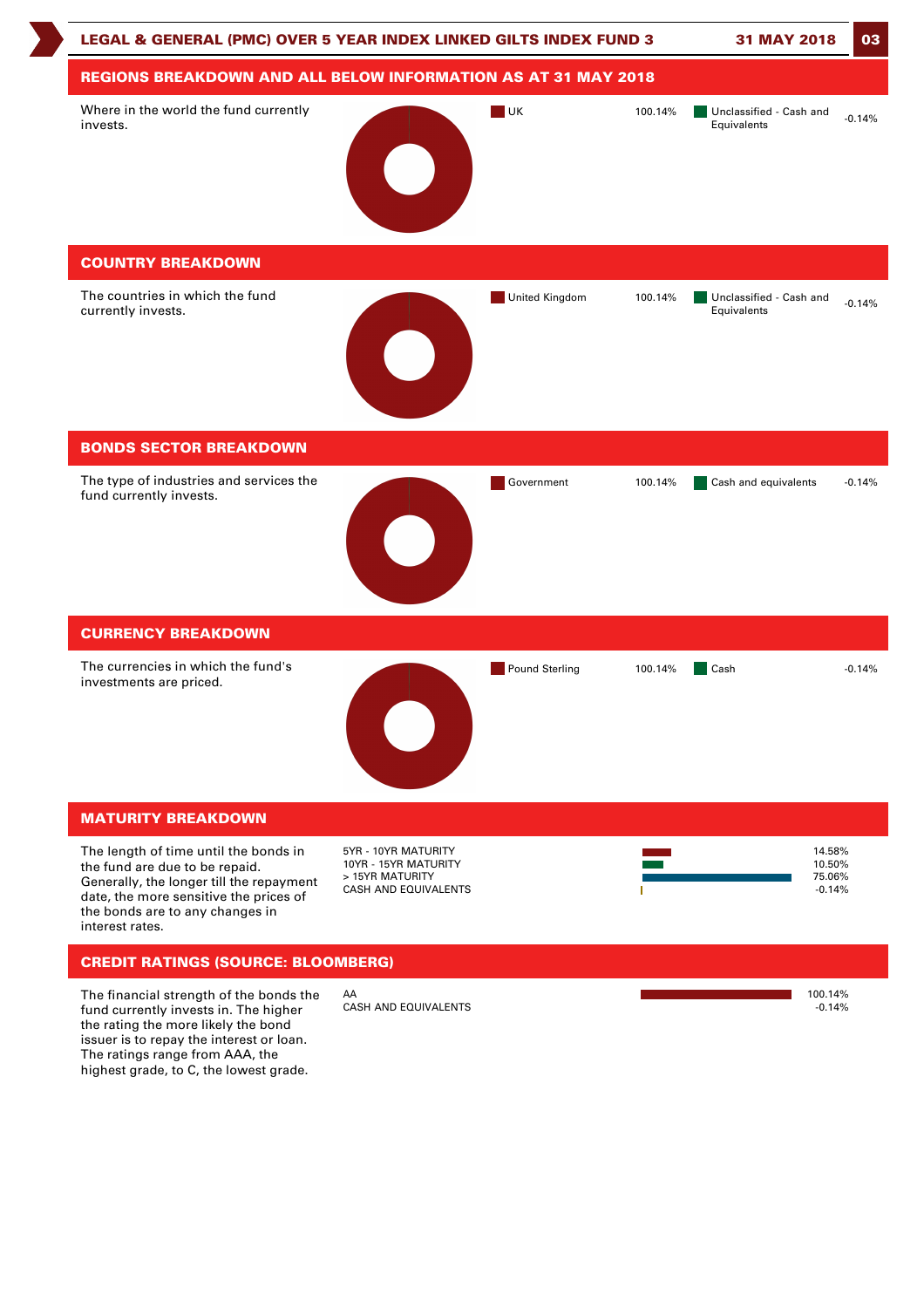## REGIONS BREAKDOWN AND ALL BELOW INFORMATION AS AT 31 MAY 2018

Where in the world the fund currently invests.

| Region | % |
|---|---|
| UK | 100.14% |
| Unclassified - Cash and Equivalents | -0.14% |

## COUNTRY BREAKDOWN

The countries in which the fund currently invests.

| Country | % |
|---|---|
| United Kingdom | 100.14% |
| Unclassified - Cash and Equivalents | -0.14% |

## BONDS SECTOR BREAKDOWN

The type of industries and services the fund currently invests.

| Sector | % |
|---|---|
| Government | 100.14% |
| Cash and equivalents | -0.14% |

## CURRENCY BREAKDOWN

The currencies in which the fund's investments are priced.

| Currency | % |
|---|---|
| Pound Sterling | 100.14% |
| Cash | -0.14% |

## MATURITY BREAKDOWN

The length of time until the bonds in the fund are due to be repaid. Generally, the longer till the repayment date, the more sensitive the prices of the bonds are to any changes in interest rates.

| Maturity | % |
|---|---|
| 5YR - 10YR MATURITY | 14.58% |
| 10YR - 15YR MATURITY | 10.50% |
| > 15YR MATURITY | 75.06% |
| CASH AND EQUIVALENTS | -0.14% |

## CREDIT RATINGS (SOURCE: BLOOMBERG)

The financial strength of the bonds the fund currently invests in. The higher the rating the more likely the bond issuer is to repay the interest or loan. The ratings range from AAA, the highest grade, to C, the lowest grade.

| Rating | % |
|---|---|
| AA | 100.14% |
| CASH AND EQUIVALENTS | -0.14% |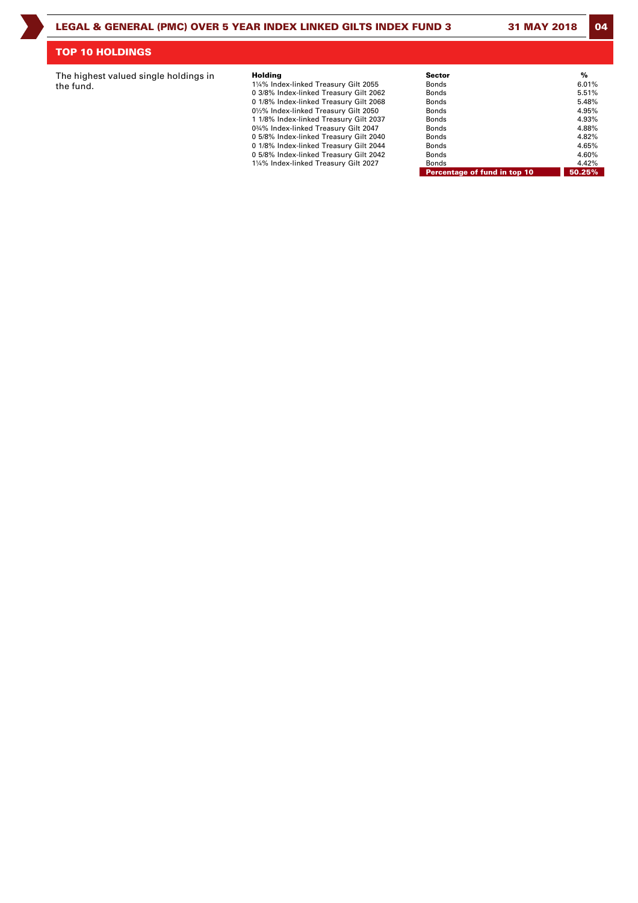## TOP 10 HOLDINGS

The highest valued single holdings in the fund.

| Holding | Sector | % |
|---|---|---|
| 1¼% Index-linked Treasury Gilt 2055 | Bonds | 6.01% |
| 0 3/8% Index-linked Treasury Gilt 2062 | Bonds | 5.51% |
| 0 1/8% Index-linked Treasury Gilt 2068 | Bonds | 5.48% |
| 0½% Index-linked Treasury Gilt 2050 | Bonds | 4.95% |
| 1 1/8% Index-linked Treasury Gilt 2037 | Bonds | 4.93% |
| 0¾% Index-linked Treasury Gilt 2047 | Bonds | 4.88% |
| 0 5/8% Index-linked Treasury Gilt 2040 | Bonds | 4.82% |
| 0 1/8% Index-linked Treasury Gilt 2044 | Bonds | 4.65% |
| 0 5/8% Index-linked Treasury Gilt 2042 | Bonds | 4.60% |
| 1¼% Index-linked Treasury Gilt 2027 | Bonds | 4.42% |
| | **Percentage of fund in top 10** | **50.25%** |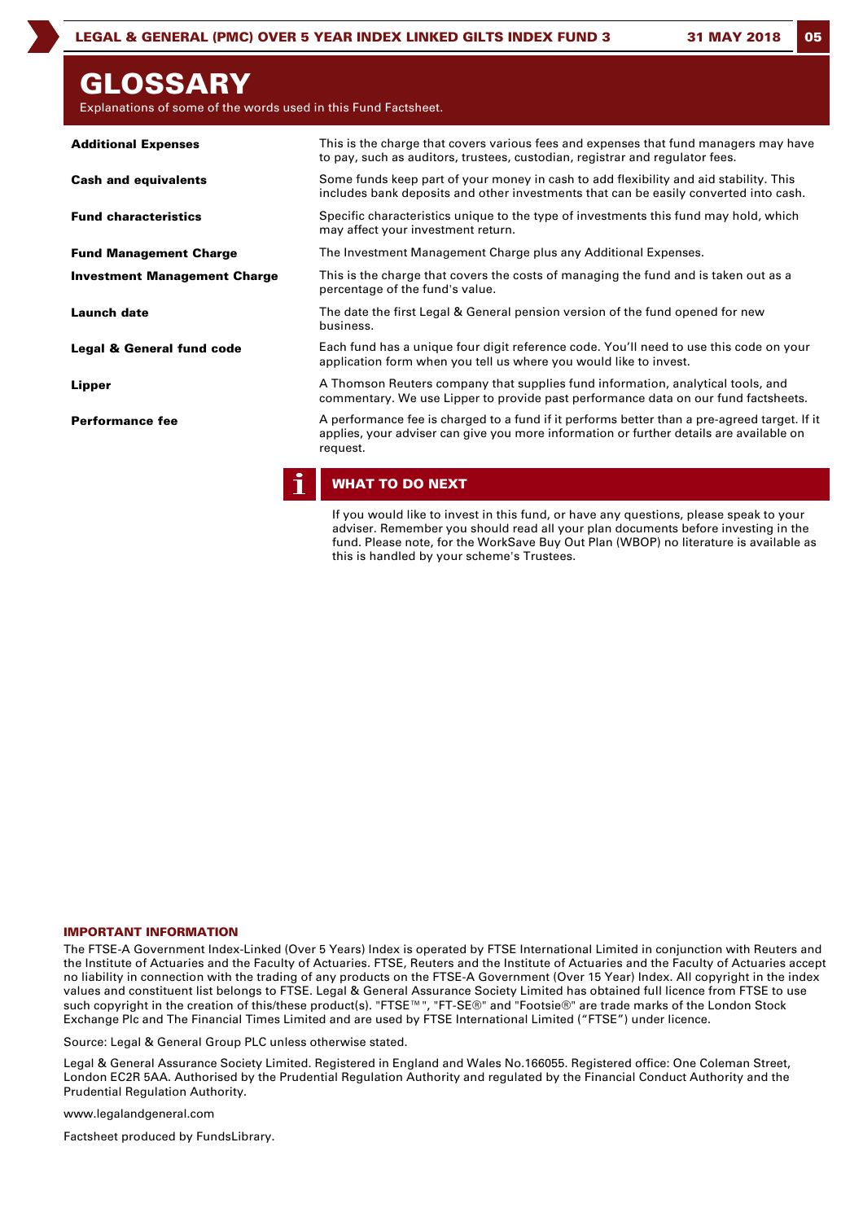# GLOSSARY

Explanations of some of the words used in this Fund Factsheet.

| | |
|---|---|
| **Additional Expenses** | This is the charge that covers various fees and expenses that fund managers may have to pay, such as auditors, trustees, custodian, registrar and regulator fees. |
| **Cash and equivalents** | Some funds keep part of your money in cash to add flexibility and aid stability. This includes bank deposits and other investments that can be easily converted into cash. |
| **Fund characteristics** | Specific characteristics unique to the type of investments this fund may hold, which may affect your investment return. |
| **Fund Management Charge** | The Investment Management Charge plus any Additional Expenses. |
| **Investment Management Charge** | This is the charge that covers the costs of managing the fund and is taken out as a percentage of the fund's value. |
| **Launch date** | The date the first Legal & General pension version of the fund opened for new business. |
| **Legal & General fund code** | Each fund has a unique four digit reference code. You'll need to use this code on your application form when you tell us where you would like to invest. |
| **Lipper** | A Thomson Reuters company that supplies fund information, analytical tools, and commentary. We use Lipper to provide past performance data on our fund factsheets. |
| **Performance fee** | A performance fee is charged to a fund if it performs better than a pre-agreed target. If it applies, your adviser can give you more information or further details are available on request. |

## WHAT TO DO NEXT

If you would like to invest in this fund, or have any questions, please speak to your adviser. Remember you should read all your plan documents before investing in the fund. Please note, for the WorkSave Buy Out Plan (WBOP) no literature is available as this is handled by your scheme's Trustees.

## IMPORTANT INFORMATION

The FTSE-A Government Index-Linked (Over 5 Years) Index is operated by FTSE International Limited in conjunction with Reuters and the Institute of Actuaries and the Faculty of Actuaries. FTSE, Reuters and the Institute of Actuaries and the Faculty of Actuaries accept no liability in connection with the trading of any products on the FTSE-A Government (Over 15 Year) Index. All copyright in the index values and constituent list belongs to FTSE. Legal & General Assurance Society Limited has obtained full licence from FTSE to use such copyright in the creation of this/these product(s). "FTSE™", "FT-SE®" and "Footsie®" are trade marks of the London Stock Exchange Plc and The Financial Times Limited and are used by FTSE International Limited ("FTSE") under licence.

Source: Legal & General Group PLC unless otherwise stated.

Legal & General Assurance Society Limited. Registered in England and Wales No.166055. Registered office: One Coleman Street, London EC2R 5AA. Authorised by the Prudential Regulation Authority and regulated by the Financial Conduct Authority and the Prudential Regulation Authority.

www.legalandgeneral.com

Factsheet produced by FundsLibrary.